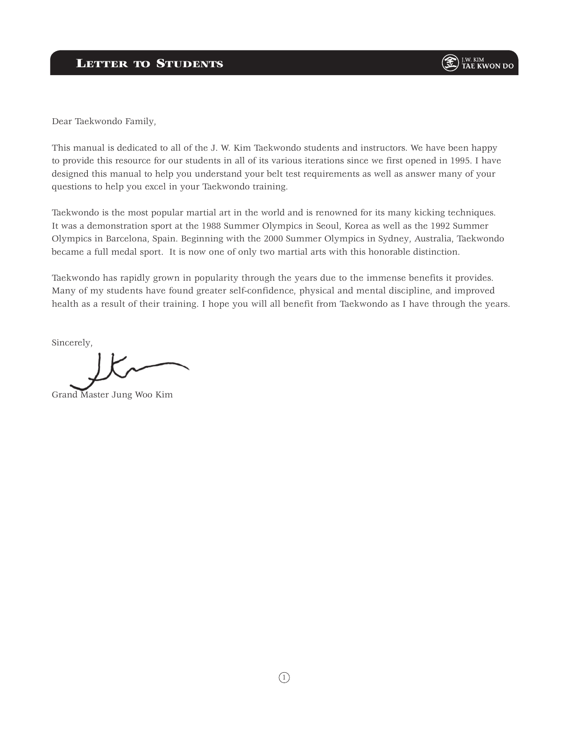# Letter to Students

Dear Taekwondo Family,

This manual is dedicated to all of the J. W. Kim Taekwondo students and instructors. We have been happy to provide this resource for our students in all of its various iterations since we first opened in 1995. I have designed this manual to help you understand your belt test requirements as well as answer many of your questions to help you excel in your Taekwondo training.

Taekwondo is the most popular martial art in the world and is renowned for its many kicking techniques. It was a demonstration sport at the 1988 Summer Olympics in Seoul, Korea as well as the 1992 Summer Olympics in Barcelona, Spain. Beginning with the 2000 Summer Olympics in Sydney, Australia, Taekwondo became a full medal sport. It is now one of only two martial arts with this honorable distinction.

Taekwondo has rapidly grown in popularity through the years due to the immense benefits it provides. Many of my students have found greater self-confidence, physical and mental discipline, and improved health as a result of their training. I hope you will all benefit from Taekwondo as I have through the years.

Sincerely,

Grand Master Jung Woo Kim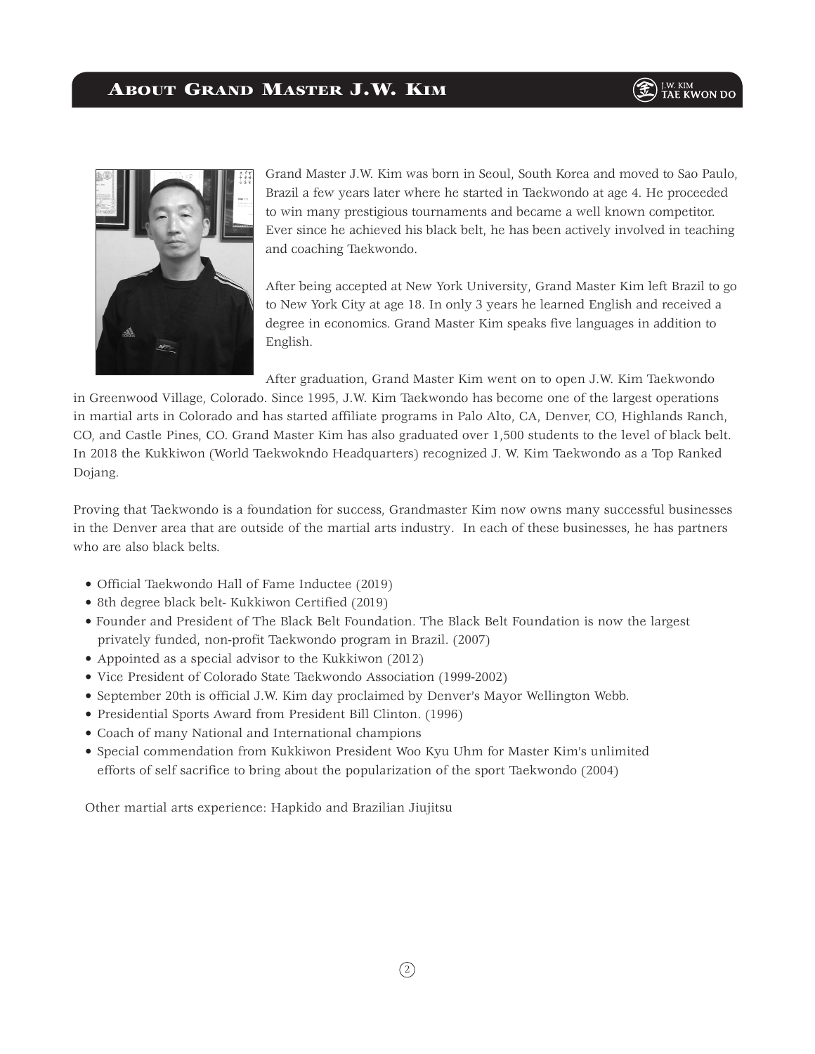# About Grand Master J.W. Kim

Grand Master J.W. Kim was born in Seoul, South Korea and moved to Sao Paulo, Brazil a few years later where he started in Taekwondo at age 4. He proceeded to win many prestigious tournaments and became a well known competitor. Ever since he achieved his black belt, he has been actively involved in teaching and coaching Taekwondo.

After being accepted at New York University, Grand Master Kim left Brazil to go to New York City at age 18. In only 3 years he learned English and received a degree in economics. Grand Master Kim speaks five languages in addition to English.

After graduation, Grand Master Kim went on to open J.W. Kim Taekwondo in Greenwood Village, Colorado. Since 1995, J.W. Kim Taekwondo has become one of the largest operations in martial arts in Colorado and has started affiliate programs in Palo Alto, CA, Denver, CO, Highlands Ranch, CO, and Castle Pines, CO. Grand Master Kim has also graduated over 1,500 students to the level of black belt. In 2018 the Kukkiwon (World Taekwokndo Headquarters) recognized J. W. Kim Taekwondo as a Top Ranked Dojang.

Proving that Taekwondo is a foundation for success, Grandmaster Kim now owns many successful businesses in the Denver area that are outside of the martial arts industry. In each of these businesses, he has partners who are also black belts.

- Official Taekwondo Hall of Fame Inductee (2019)
- 8th degree black belt- Kukkiwon Certified (2019)
- Founder and President of The Black Belt Foundation. The Black Belt Foundation is now the largest privately funded, non-profit Taekwondo program in Brazil. (2007)
- Appointed as a special advisor to the Kukkiwon (2012)
- Vice President of Colorado State Taekwondo Association (1999-2002)
- September 20th is official J.W. Kim day proclaimed by Denver's Mayor Wellington Webb.
- Presidential Sports Award from President Bill Clinton. (1996)
- Coach of many National and International champions
- Special commendation from Kukkiwon President Woo Kyu Uhm for Master Kim's unlimited efforts of self sacrifice to bring about the popularization of the sport Taekwondo (2004)

Other martial arts experience: Hapkido and Brazilian Jiujitsu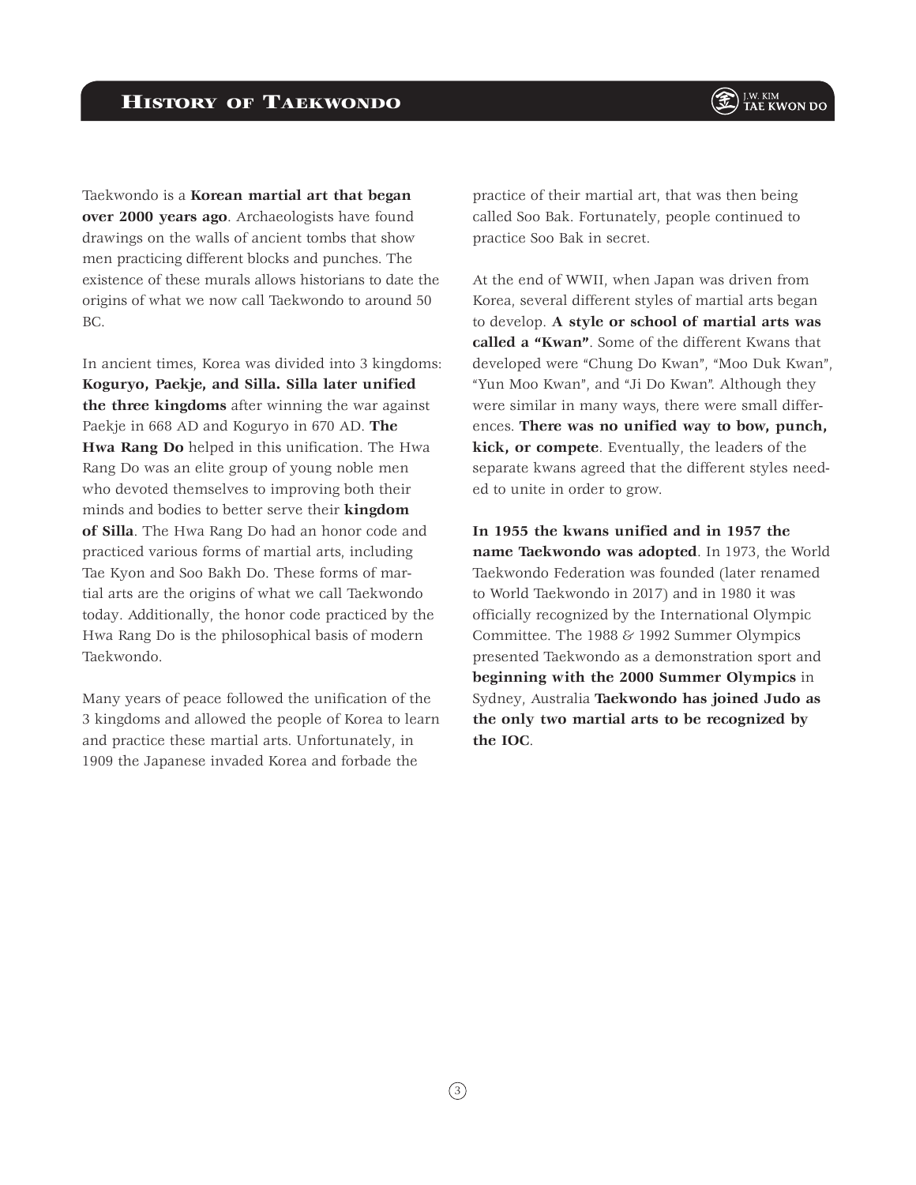# History of Taekwondo

Taekwondo is a **Korean martial art that began over 2000 years ago**. Archaeologists have found drawings on the walls of ancient tombs that show men practicing different blocks and punches. The existence of these murals allows historians to date the origins of what we now call Taekwondo to around 50 BC.

In ancient times, Korea was divided into 3 kingdoms: **Koguryo, Paekje, and Silla. Silla later unified the three kingdoms** after winning the war against Paekje in 668 AD and Koguryo in 670 AD. **The Hwa Rang Do** helped in this unification. The Hwa Rang Do was an elite group of young noble men who devoted themselves to improving both their minds and bodies to better serve their **kingdom of Silla**. The Hwa Rang Do had an honor code and practiced various forms of martial arts, including Tae Kyon and Soo Bakh Do. These forms of martial arts are the origins of what we call Taekwondo today. Additionally, the honor code practiced by the Hwa Rang Do is the philosophical basis of modern Taekwondo.

Many years of peace followed the unification of the 3 kingdoms and allowed the people of Korea to learn and practice these martial arts. Unfortunately, in 1909 the Japanese invaded Korea and forbade the practice of their martial art, that was then being called Soo Bak. Fortunately, people continued to practice Soo Bak in secret.

At the end of WWII, when Japan was driven from Korea, several different styles of martial arts began to develop. **A style or school of martial arts was called a "Kwan"**. Some of the different Kwans that developed were "Chung Do Kwan", "Moo Duk Kwan", "Yun Moo Kwan", and "Ji Do Kwan". Although they were similar in many ways, there were small differences. **There was no unified way to bow, punch, kick, or compete**. Eventually, the leaders of the separate kwans agreed that the different styles needed to unite in order to grow.

**In 1955 the kwans unified and in 1957 the name Taekwondo was adopted**. In 1973, the World Taekwondo Federation was founded (later renamed to World Taekwondo in 2017) and in 1980 it was officially recognized by the International Olympic Committee. The 1988 & 1992 Summer Olympics presented Taekwondo as a demonstration sport and **beginning with the 2000 Summer Olympics** in Sydney, Australia **Taekwondo has joined Judo as the only two martial arts to be recognized by the IOC**.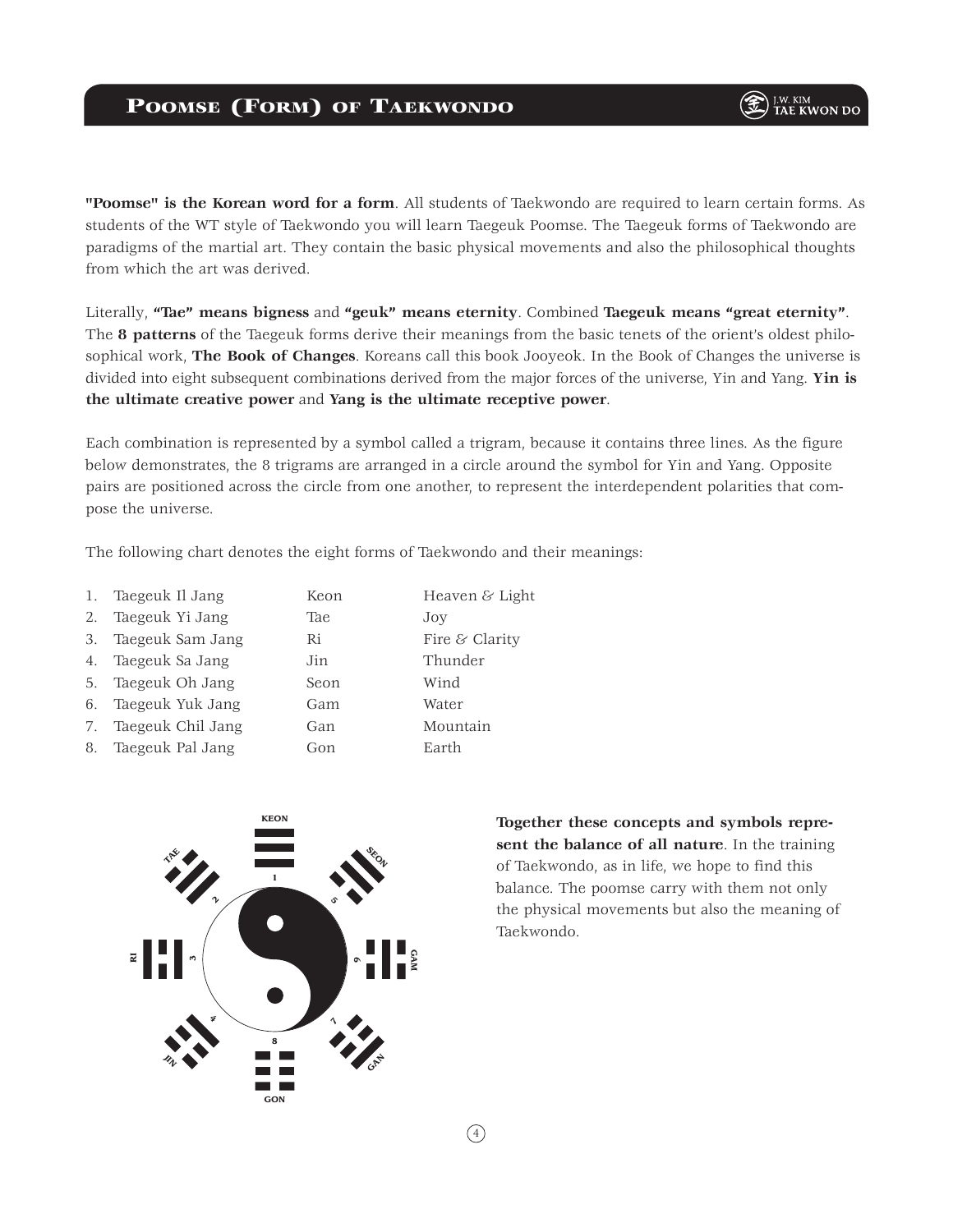# Poomse (Form) of Taekwondo

**"Poomse" is the Korean word for a form**. All students of Taekwondo are required to learn certain forms. As students of the WT style of Taekwondo you will learn Taegeuk Poomse. The Taegeuk forms of Taekwondo are paradigms of the martial art. They contain the basic physical movements and also the philosophical thoughts from which the art was derived.

Literally, **"Tae" means bigness** and **"geuk" means eternity**. Combined **Taegeuk means "great eternity"**. The **8 patterns** of the Taegeuk forms derive their meanings from the basic tenets of the orient's oldest philosophical work, **The Book of Changes**. Koreans call this book Jooyeok. In the Book of Changes the universe is divided into eight subsequent combinations derived from the major forces of the universe, Yin and Yang. **Yin is the ultimate creative power** and **Yang is the ultimate receptive power**.

Each combination is represented by a symbol called a trigram, because it contains three lines. As the figure below demonstrates, the 8 trigrams are arranged in a circle around the symbol for Yin and Yang. Opposite pairs are positioned across the circle from one another, to represent the interdependent polarities that compose the universe.

The following chart denotes the eight forms of Taekwondo and their meanings:

| | Form | Trigram | Meaning |
|---|---|---|---|
| 1. | Taegeuk Il Jang | Keon | Heaven & Light |
| 2. | Taegeuk Yi Jang | Tae | Joy |
| 3. | Taegeuk Sam Jang | Ri | Fire & Clarity |
| 4. | Taegeuk Sa Jang | Jin | Thunder |
| 5. | Taegeuk Oh Jang | Seon | Wind |
| 6. | Taegeuk Yuk Jang | Gam | Water |
| 7. | Taegeuk Chil Jang | Gan | Mountain |
| 8. | Taegeuk Pal Jang | Gon | Earth |

**Together these concepts and symbols represent the balance of all nature**. In the training of Taekwondo, as in life, we hope to find this balance. The poomse carry with them not only the physical movements but also the meaning of Taekwondo.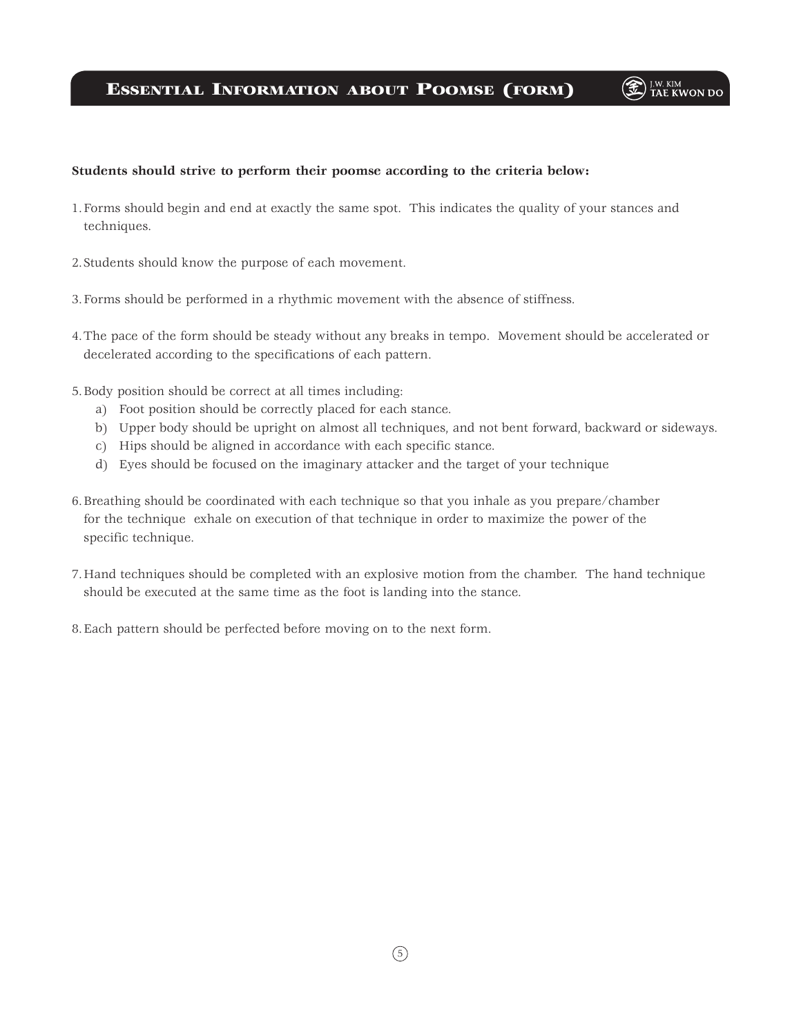# Essential Information about Poomse (form)

**Students should strive to perform their poomse according to the criteria below:**

1. Forms should begin and end at exactly the same spot. This indicates the quality of your stances and techniques.

2. Students should know the purpose of each movement.

3. Forms should be performed in a rhythmic movement with the absence of stiffness.

4. The pace of the form should be steady without any breaks in tempo. Movement should be accelerated or decelerated according to the specifications of each pattern.

5. Body position should be correct at all times including:
   a) Foot position should be correctly placed for each stance.
   b) Upper body should be upright on almost all techniques, and not bent forward, backward or sideways.
   c) Hips should be aligned in accordance with each specific stance.
   d) Eyes should be focused on the imaginary attacker and the target of your technique

6. Breathing should be coordinated with each technique so that you inhale as you prepare/chamber for the technique exhale on execution of that technique in order to maximize the power of the specific technique.

7. Hand techniques should be completed with an explosive motion from the chamber. The hand technique should be executed at the same time as the foot is landing into the stance.

8. Each pattern should be perfected before moving on to the next form.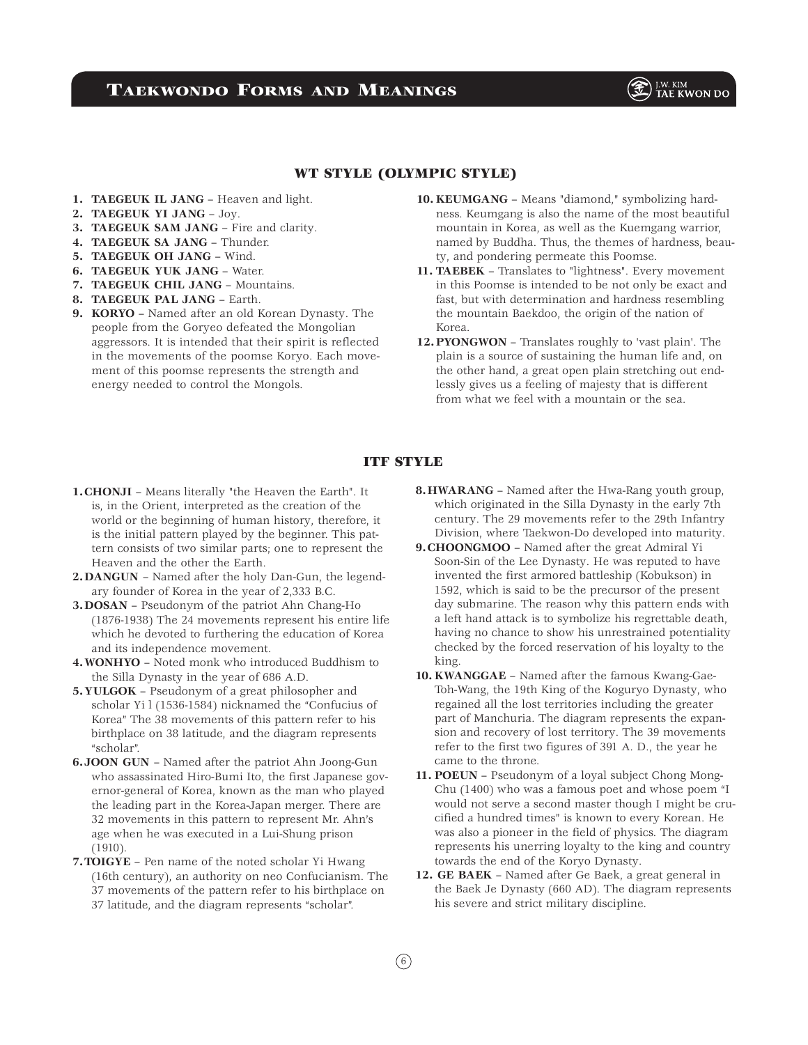# Taekwondo Forms and Meanings

## WT STYLE (OLYMPIC STYLE)

1. **TAEGEUK IL JANG** – Heaven and light.
2. **TAEGEUK YI JANG** – Joy.
3. **TAEGEUK SAM JANG** – Fire and clarity.
4. **TAEGEUK SA JANG** – Thunder.
5. **TAEGEUK OH JANG** – Wind.
6. **TAEGEUK YUK JANG** – Water.
7. **TAEGEUK CHIL JANG** – Mountains.
8. **TAEGEUK PAL JANG** – Earth.
9. **KORYO** – Named after an old Korean Dynasty. The people from the Goryeo defeated the Mongolian aggressors. It is intended that their spirit is reflected in the movements of the poomse Koryo. Each movement of this poomse represents the strength and energy needed to control the Mongols.
10. **KEUMGANG** – Means "diamond," symbolizing hardness. Keumgang is also the name of the most beautiful mountain in Korea, as well as the Kuemgang warrior, named by Buddha. Thus, the themes of hardness, beauty, and pondering permeate this Poomse.
11. **TAEBEK** – Translates to "lightness". Every movement in this Poomse is intended to be not only be exact and fast, but with determination and hardness resembling the mountain Baekdoo, the origin of the nation of Korea.
12. **PYONGWON** – Translates roughly to 'vast plain'. The plain is a source of sustaining the human life and, on the other hand, a great open plain stretching out endlessly gives us a feeling of majesty that is different from what we feel with a mountain or the sea.

## ITF STYLE

1. **CHONJI** – Means literally "the Heaven the Earth". It is, in the Orient, interpreted as the creation of the world or the beginning of human history, therefore, it is the initial pattern played by the beginner. This pattern consists of two similar parts; one to represent the Heaven and the other the Earth.
2. **DANGUN** – Named after the holy Dan-Gun, the legendary founder of Korea in the year of 2,333 B.C.
3. **DOSAN** – Pseudonym of the patriot Ahn Chang-Ho (1876-1938) The 24 movements represent his entire life which he devoted to furthering the education of Korea and its independence movement.
4. **WONHYO** – Noted monk who introduced Buddhism to the Silla Dynasty in the year of 686 A.D.
5. **YULGOK** – Pseudonym of a great philosopher and scholar Yi l (1536-1584) nicknamed the "Confucius of Korea" The 38 movements of this pattern refer to his birthplace on 38 latitude, and the diagram represents "scholar".
6. **JOON GUN** – Named after the patriot Ahn Joong-Gun who assassinated Hiro-Bumi Ito, the first Japanese governor-general of Korea, known as the man who played the leading part in the Korea-Japan merger. There are 32 movements in this pattern to represent Mr. Ahn's age when he was executed in a Lui-Shung prison (1910).
7. **TOIGYE** – Pen name of the noted scholar Yi Hwang (16th century), an authority on neo Confucianism. The 37 movements of the pattern refer to his birthplace on 37 latitude, and the diagram represents "scholar".
8. **HWARANG** – Named after the Hwa-Rang youth group, which originated in the Silla Dynasty in the early 7th century. The 29 movements refer to the 29th Infantry Division, where Taekwon-Do developed into maturity.
9. **CHOONGMOO** – Named after the great Admiral Yi Soon-Sin of the Lee Dynasty. He was reputed to have invented the first armored battleship (Kobukson) in 1592, which is said to be the precursor of the present day submarine. The reason why this pattern ends with a left hand attack is to symbolize his regrettable death, having no chance to show his unrestrained potentiality checked by the forced reservation of his loyalty to the king.
10. **KWANGGAE** – Named after the famous Kwang-Gae-Toh-Wang, the 19th King of the Koguryo Dynasty, who regained all the lost territories including the greater part of Manchuria. The diagram represents the expansion and recovery of lost territory. The 39 movements refer to the first two figures of 391 A. D., the year he came to the throne.
11. **POEUN** – Pseudonym of a loyal subject Chong Mong-Chu (1400) who was a famous poet and whose poem "I would not serve a second master though I might be crucified a hundred times" is known to every Korean. He was also a pioneer in the field of physics. The diagram represents his unerring loyalty to the king and country towards the end of the Koryo Dynasty.
12. **GE BAEK** – Named after Ge Baek, a great general in the Baek Je Dynasty (660 AD). The diagram represents his severe and strict military discipline.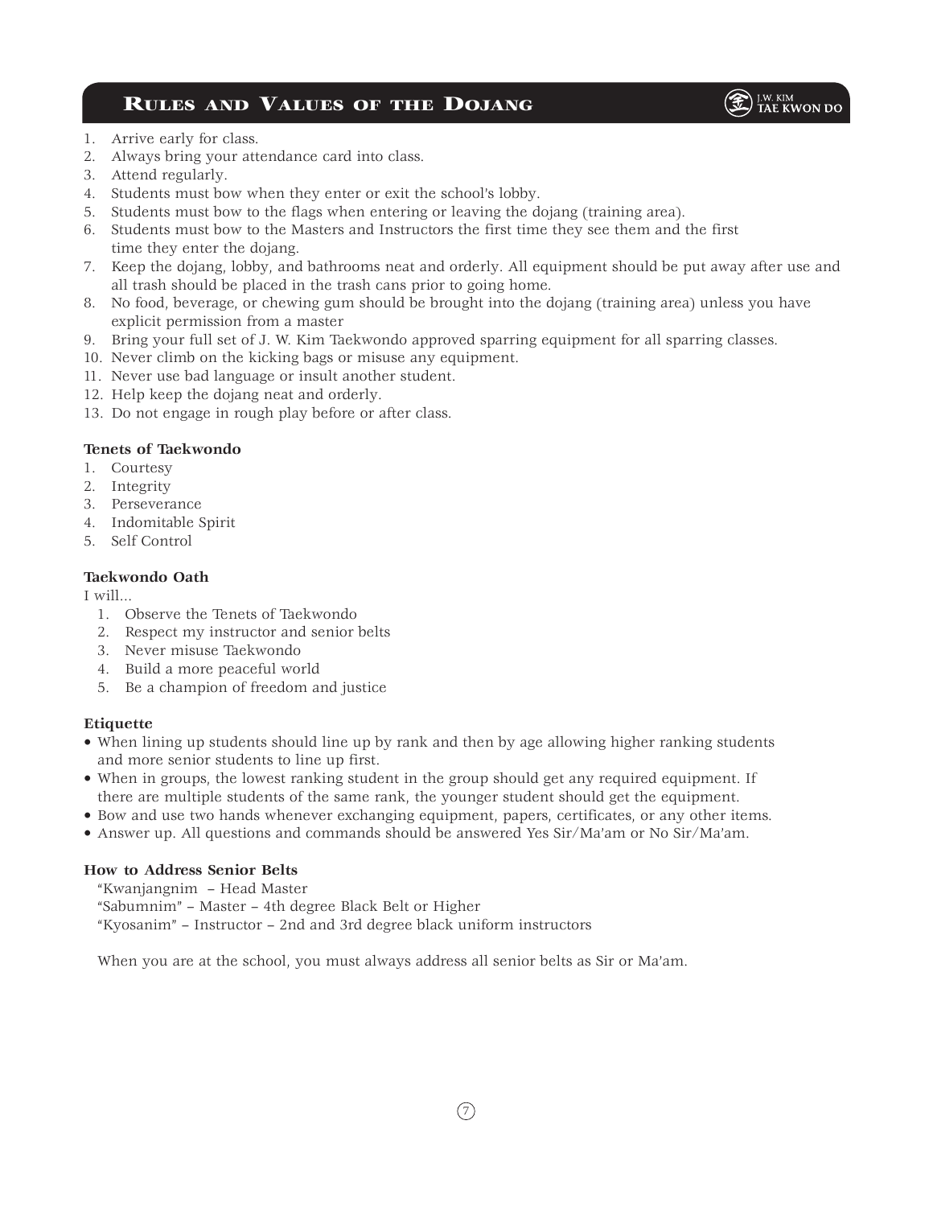## Rules and Values of the Dojang

1. Arrive early for class.
2. Always bring your attendance card into class.
3. Attend regularly.
4. Students must bow when they enter or exit the school's lobby.
5. Students must bow to the flags when entering or leaving the dojang (training area).
6. Students must bow to the Masters and Instructors the first time they see them and the first time they enter the dojang.
7. Keep the dojang, lobby, and bathrooms neat and orderly. All equipment should be put away after use and all trash should be placed in the trash cans prior to going home.
8. No food, beverage, or chewing gum should be brought into the dojang (training area) unless you have explicit permission from a master
9. Bring your full set of J. W. Kim Taekwondo approved sparring equipment for all sparring classes.
10. Never climb on the kicking bags or misuse any equipment.
11. Never use bad language or insult another student.
12. Help keep the dojang neat and orderly.
13. Do not engage in rough play before or after class.

**Tenets of Taekwondo**

1. Courtesy
2. Integrity
3. Perseverance
4. Indomitable Spirit
5. Self Control

**Taekwondo Oath**

I will...

1. Observe the Tenets of Taekwondo
2. Respect my instructor and senior belts
3. Never misuse Taekwondo
4. Build a more peaceful world
5. Be a champion of freedom and justice

**Etiquette**

- When lining up students should line up by rank and then by age allowing higher ranking students and more senior students to line up first.
- When in groups, the lowest ranking student in the group should get any required equipment. If there are multiple students of the same rank, the younger student should get the equipment.
- Bow and use two hands whenever exchanging equipment, papers, certificates, or any other items.
- Answer up. All questions and commands should be answered Yes Sir/Ma'am or No Sir/Ma'am.

**How to Address Senior Belts**

"Kwanjangnim – Head Master
"Sabumnim" – Master – 4th degree Black Belt or Higher
"Kyosanim" – Instructor – 2nd and 3rd degree black uniform instructors

When you are at the school, you must always address all senior belts as Sir or Ma'am.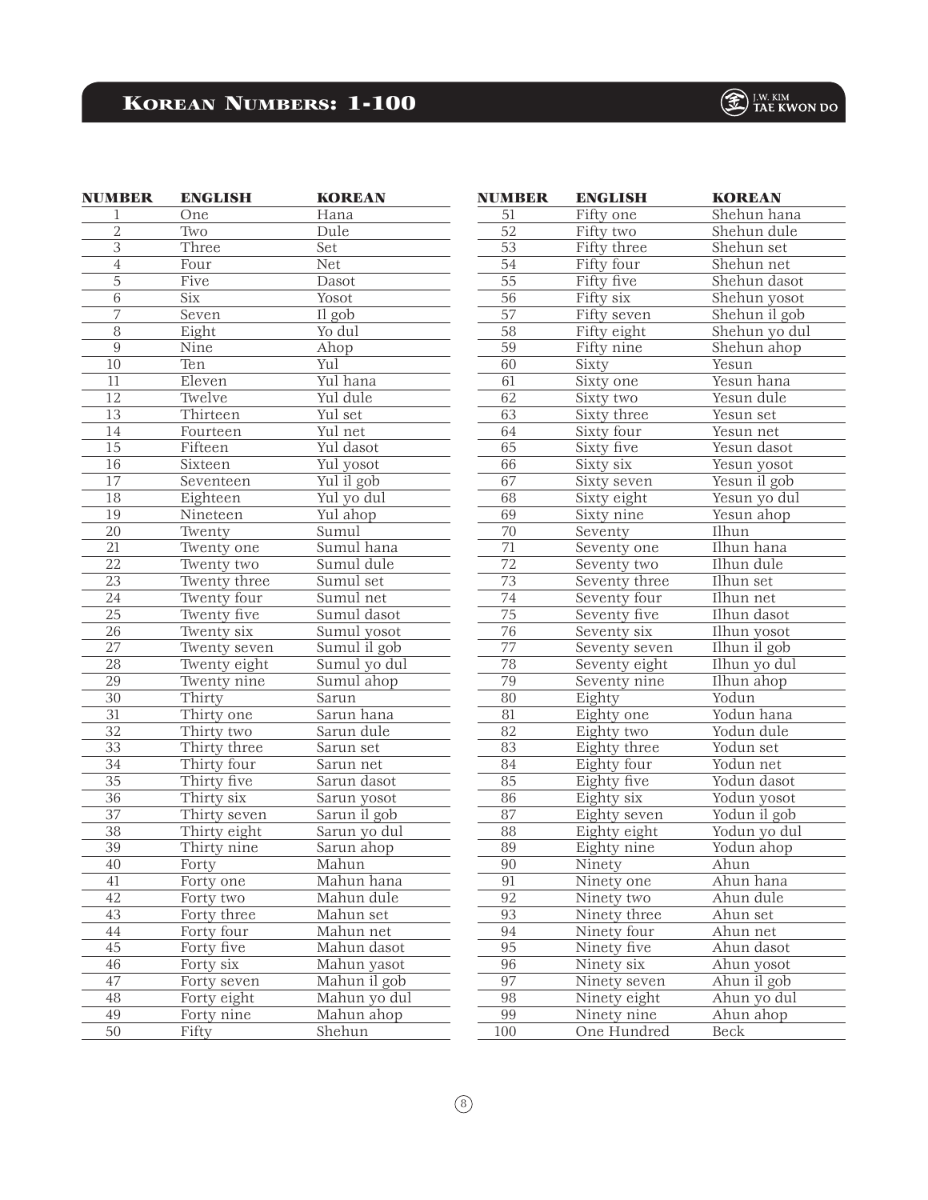# Korean Numbers: 1-100

| NUMBER | ENGLISH | KOREAN |
|---|---|---|
| 1 | One | Hana |
| 2 | Two | Dule |
| 3 | Three | Set |
| 4 | Four | Net |
| 5 | Five | Dasot |
| 6 | Six | Yosot |
| 7 | Seven | Il gob |
| 8 | Eight | Yo dul |
| 9 | Nine | Ahop |
| 10 | Ten | Yul |
| 11 | Eleven | Yul hana |
| 12 | Twelve | Yul dule |
| 13 | Thirteen | Yul set |
| 14 | Fourteen | Yul net |
| 15 | Fifteen | Yul dasot |
| 16 | Sixteen | Yul yosot |
| 17 | Seventeen | Yul il gob |
| 18 | Eighteen | Yul yo dul |
| 19 | Nineteen | Yul ahop |
| 20 | Twenty | Sumul |
| 21 | Twenty one | Sumul hana |
| 22 | Twenty two | Sumul dule |
| 23 | Twenty three | Sumul set |
| 24 | Twenty four | Sumul net |
| 25 | Twenty five | Sumul dasot |
| 26 | Twenty six | Sumul yosot |
| 27 | Twenty seven | Sumul il gob |
| 28 | Twenty eight | Sumul yo dul |
| 29 | Twenty nine | Sumul ahop |
| 30 | Thirty | Sarun |
| 31 | Thirty one | Sarun hana |
| 32 | Thirty two | Sarun dule |
| 33 | Thirty three | Sarun set |
| 34 | Thirty four | Sarun net |
| 35 | Thirty five | Sarun dasot |
| 36 | Thirty six | Sarun yosot |
| 37 | Thirty seven | Sarun il gob |
| 38 | Thirty eight | Sarun yo dul |
| 39 | Thirty nine | Sarun ahop |
| 40 | Forty | Mahun |
| 41 | Forty one | Mahun hana |
| 42 | Forty two | Mahun dule |
| 43 | Forty three | Mahun set |
| 44 | Forty four | Mahun net |
| 45 | Forty five | Mahun dasot |
| 46 | Forty six | Mahun yasot |
| 47 | Forty seven | Mahun il gob |
| 48 | Forty eight | Mahun yo dul |
| 49 | Forty nine | Mahun ahop |
| 50 | Fifty | Shehun |
| 51 | Fifty one | Shehun hana |
| 52 | Fifty two | Shehun dule |
| 53 | Fifty three | Shehun set |
| 54 | Fifty four | Shehun net |
| 55 | Fifty five | Shehun dasot |
| 56 | Fifty six | Shehun yosot |
| 57 | Fifty seven | Shehun il gob |
| 58 | Fifty eight | Shehun yo dul |
| 59 | Fifty nine | Shehun ahop |
| 60 | Sixty | Yesun |
| 61 | Sixty one | Yesun hana |
| 62 | Sixty two | Yesun dule |
| 63 | Sixty three | Yesun set |
| 64 | Sixty four | Yesun net |
| 65 | Sixty five | Yesun dasot |
| 66 | Sixty six | Yesun yosot |
| 67 | Sixty seven | Yesun il gob |
| 68 | Sixty eight | Yesun yo dul |
| 69 | Sixty nine | Yesun ahop |
| 70 | Seventy | Ilhun |
| 71 | Seventy one | Ilhun hana |
| 72 | Seventy two | Ilhun dule |
| 73 | Seventy three | Ilhun set |
| 74 | Seventy four | Ilhun net |
| 75 | Seventy five | Ilhun dasot |
| 76 | Seventy six | Ilhun yosot |
| 77 | Seventy seven | Ilhun il gob |
| 78 | Seventy eight | Ilhun yo dul |
| 79 | Seventy nine | Ilhun ahop |
| 80 | Eighty | Yodun |
| 81 | Eighty one | Yodun hana |
| 82 | Eighty two | Yodun dule |
| 83 | Eighty three | Yodun set |
| 84 | Eighty four | Yodun net |
| 85 | Eighty five | Yodun dasot |
| 86 | Eighty six | Yodun yosot |
| 87 | Eighty seven | Yodun il gob |
| 88 | Eighty eight | Yodun yo dul |
| 89 | Eighty nine | Yodun ahop |
| 90 | Ninety | Ahun |
| 91 | Ninety one | Ahun hana |
| 92 | Ninety two | Ahun dule |
| 93 | Ninety three | Ahun set |
| 94 | Ninety four | Ahun net |
| 95 | Ninety five | Ahun dasot |
| 96 | Ninety six | Ahun yosot |
| 97 | Ninety seven | Ahun il gob |
| 98 | Ninety eight | Ahun yo dul |
| 99 | Ninety nine | Ahun ahop |
| 100 | One Hundred | Beck |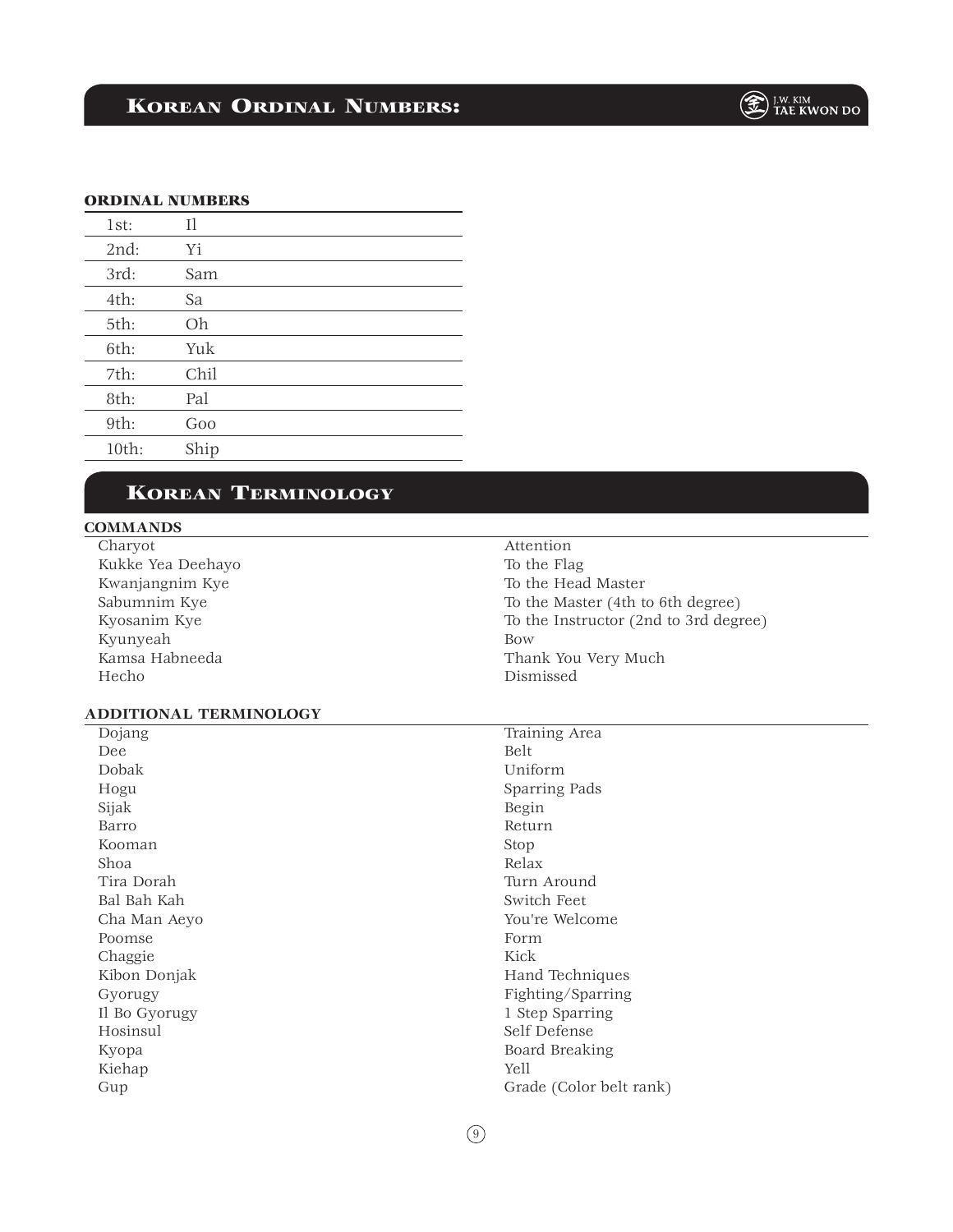## Korean Ordinal Numbers:

### ORDINAL NUMBERS

| | |
|---|---|
| 1st: | Il |
| 2nd: | Yi |
| 3rd: | Sam |
| 4th: | Sa |
| 5th: | Oh |
| 6th: | Yuk |
| 7th: | Chil |
| 8th: | Pal |
| 9th: | Goo |
| 10th: | Ship |

## Korean Terminology

### COMMANDS

| | |
|---|---|
| Charyot | Attention |
| Kukke Yea Deehayo | To the Flag |
| Kwanjangnim Kye | To the Head Master |
| Sabumnim Kye | To the Master (4th to 6th degree) |
| Kyosanim Kye | To the Instructor (2nd to 3rd degree) |
| Kyunyeah | Bow |
| Kamsa Habneeda | Thank You Very Much |
| Hecho | Dismissed |

### ADDITIONAL TERMINOLOGY

| | |
|---|---|
| Dojang | Training Area |
| Dee | Belt |
| Dobak | Uniform |
| Hogu | Sparring Pads |
| Sijak | Begin |
| Barro | Return |
| Kooman | Stop |
| Shoa | Relax |
| Tira Dorah | Turn Around |
| Bal Bah Kah | Switch Feet |
| Cha Man Aeyo | You're Welcome |
| Poomse | Form |
| Chaggie | Kick |
| Kibon Donjak | Hand Techniques |
| Gyorugy | Fighting/Sparring |
| Il Bo Gyorugy | 1 Step Sparring |
| Hosinsul | Self Defense |
| Kyopa | Board Breaking |
| Kiehap | Yell |
| Gup | Grade (Color belt rank) |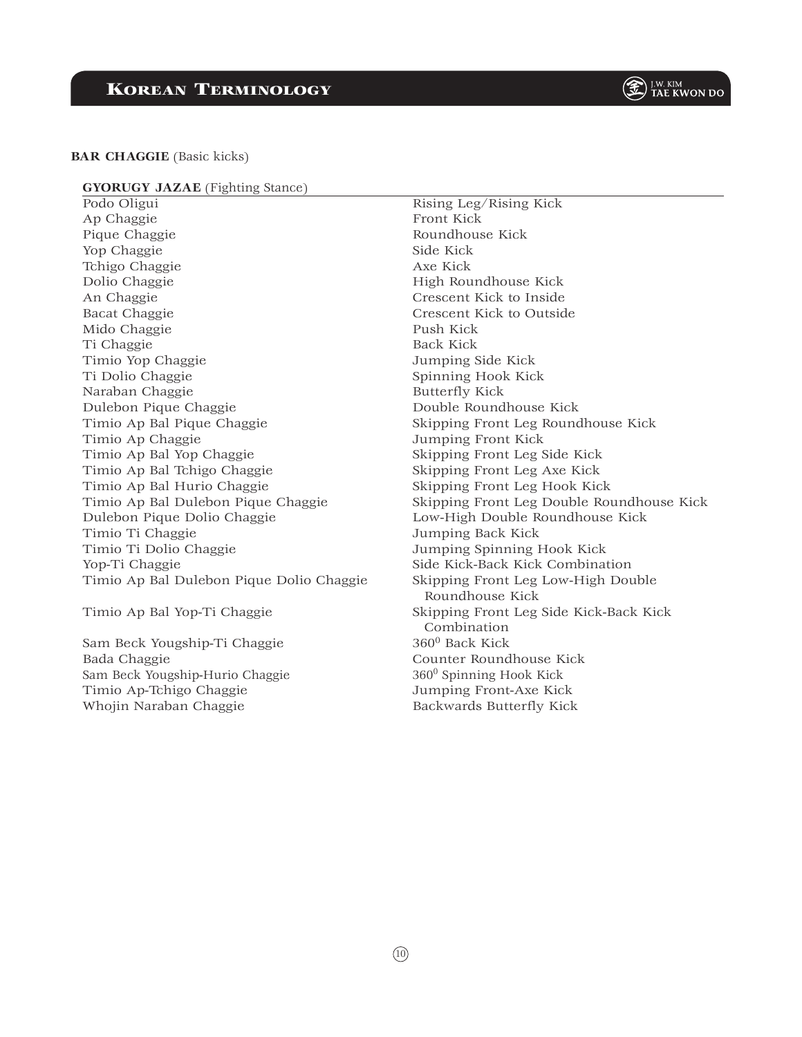**BAR CHAGGIE** (Basic kicks)

| **GYORUGY JAZAE** (Fighting Stance) | |
|---|---|
| Podo Oligui | Rising Leg/Rising Kick |
| Ap Chaggie | Front Kick |
| Pique Chaggie | Roundhouse Kick |
| Yop Chaggie | Side Kick |
| Tchigo Chaggie | Axe Kick |
| Dolio Chaggie | High Roundhouse Kick |
| An Chaggie | Crescent Kick to Inside |
| Bacat Chaggie | Crescent Kick to Outside |
| Mido Chaggie | Push Kick |
| Ti Chaggie | Back Kick |
| Timio Yop Chaggie | Jumping Side Kick |
| Ti Dolio Chaggie | Spinning Hook Kick |
| Naraban Chaggie | Butterfly Kick |
| Dulebon Pique Chaggie | Double Roundhouse Kick |
| Timio Ap Bal Pique Chaggie | Skipping Front Leg Roundhouse Kick |
| Timio Ap Chaggie | Jumping Front Kick |
| Timio Ap Bal Yop Chaggie | Skipping Front Leg Side Kick |
| Timio Ap Bal Tchigo Chaggie | Skipping Front Leg Axe Kick |
| Timio Ap Bal Hurio Chaggie | Skipping Front Leg Hook Kick |
| Timio Ap Bal Dulebon Pique Chaggie | Skipping Front Leg Double Roundhouse Kick |
| Dulebon Pique Dolio Chaggie | Low-High Double Roundhouse Kick |
| Timio Ti Chaggie | Jumping Back Kick |
| Timio Ti Dolio Chaggie | Jumping Spinning Hook Kick |
| Yop-Ti Chaggie | Side Kick-Back Kick Combination |
| Timio Ap Bal Dulebon Pique Dolio Chaggie | Skipping Front Leg Low-High Double Roundhouse Kick |
| Timio Ap Bal Yop-Ti Chaggie | Skipping Front Leg Side Kick-Back Kick Combination |
| Sam Beck Yougship-Ti Chaggie | $360^0$ Back Kick |
| Bada Chaggie | Counter Roundhouse Kick |
| Sam Beck Yougship-Hurio Chaggie | $360^0$ Spinning Hook Kick |
| Timio Ap-Tchigo Chaggie | Jumping Front-Axe Kick |
| Whojin Naraban Chaggie | Backwards Butterfly Kick |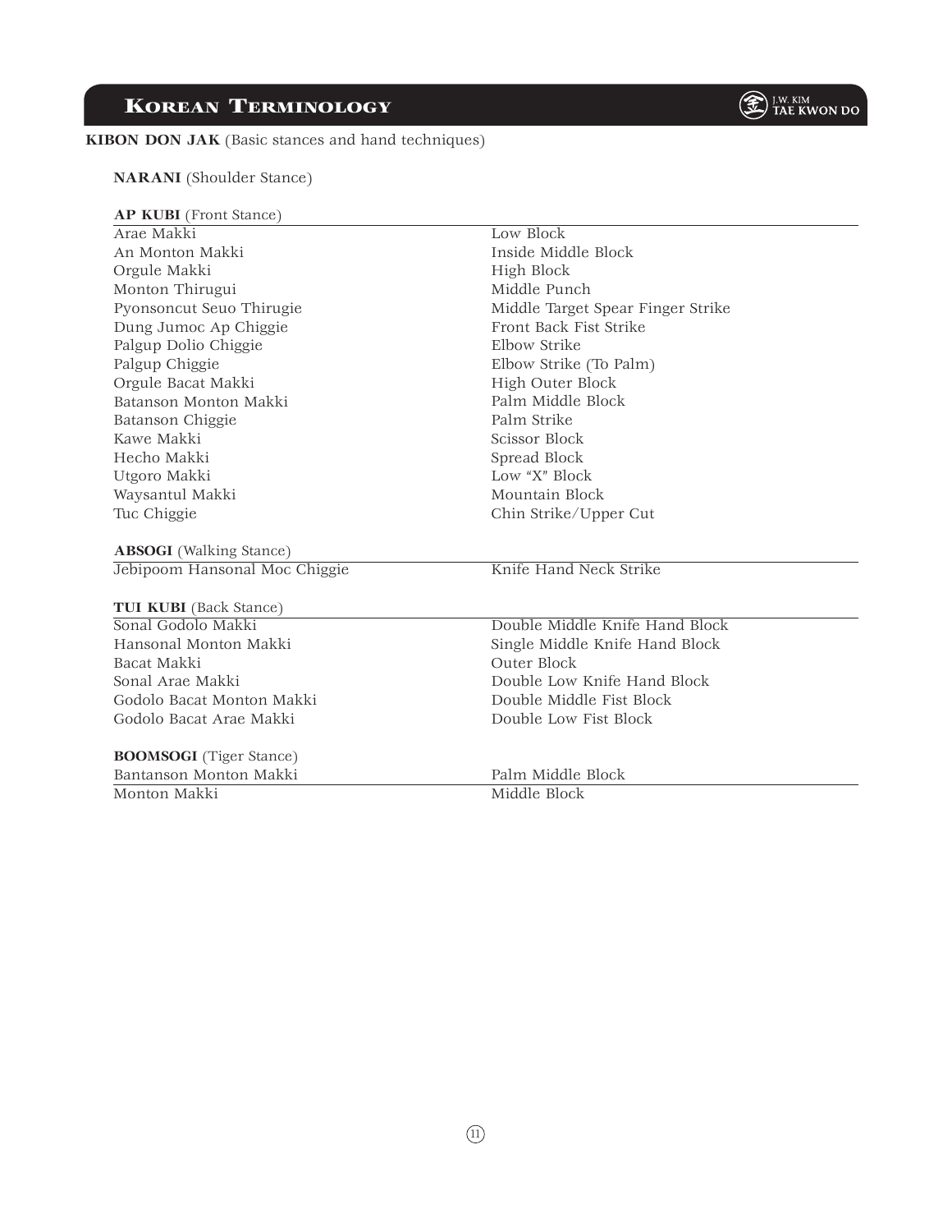# Korean Terminology

**KIBON DON JAK** (Basic stances and hand techniques)

**NARANI** (Shoulder Stance)

**AP KUBI** (Front Stance)

| | |
|---|---|
| Arae Makki | Low Block |
| An Monton Makki | Inside Middle Block |
| Orgule Makki | High Block |
| Monton Thirugui | Middle Punch |
| Pyonsoncut Seuo Thirugie | Middle Target Spear Finger Strike |
| Dung Jumoc Ap Chiggie | Front Back Fist Strike |
| Palgup Dolio Chiggie | Elbow Strike |
| Palgup Chiggie | Elbow Strike (To Palm) |
| Orgule Bacat Makki | High Outer Block |
| Batanson Monton Makki | Palm Middle Block |
| Batanson Chiggie | Palm Strike |
| Kawe Makki | Scissor Block |
| Hecho Makki | Spread Block |
| Utgoro Makki | Low "X" Block |
| Waysantul Makki | Mountain Block |
| Tuc Chiggie | Chin Strike/Upper Cut |

**ABSOGI** (Walking Stance)

| | |
|---|---|
| Jebipoom Hansonal Moc Chiggie | Knife Hand Neck Strike |

**TUI KUBI** (Back Stance)

| | |
|---|---|
| Sonal Godolo Makki | Double Middle Knife Hand Block |
| Hansonal Monton Makki | Single Middle Knife Hand Block |
| Bacat Makki | Outer Block |
| Sonal Arae Makki | Double Low Knife Hand Block |
| Godolo Bacat Monton Makki | Double Middle Fist Block |
| Godolo Bacat Arae Makki | Double Low Fist Block |

**BOOMSOGI** (Tiger Stance)

| | |
|---|---|
| Bantanson Monton Makki | Palm Middle Block |
| Monton Makki | Middle Block |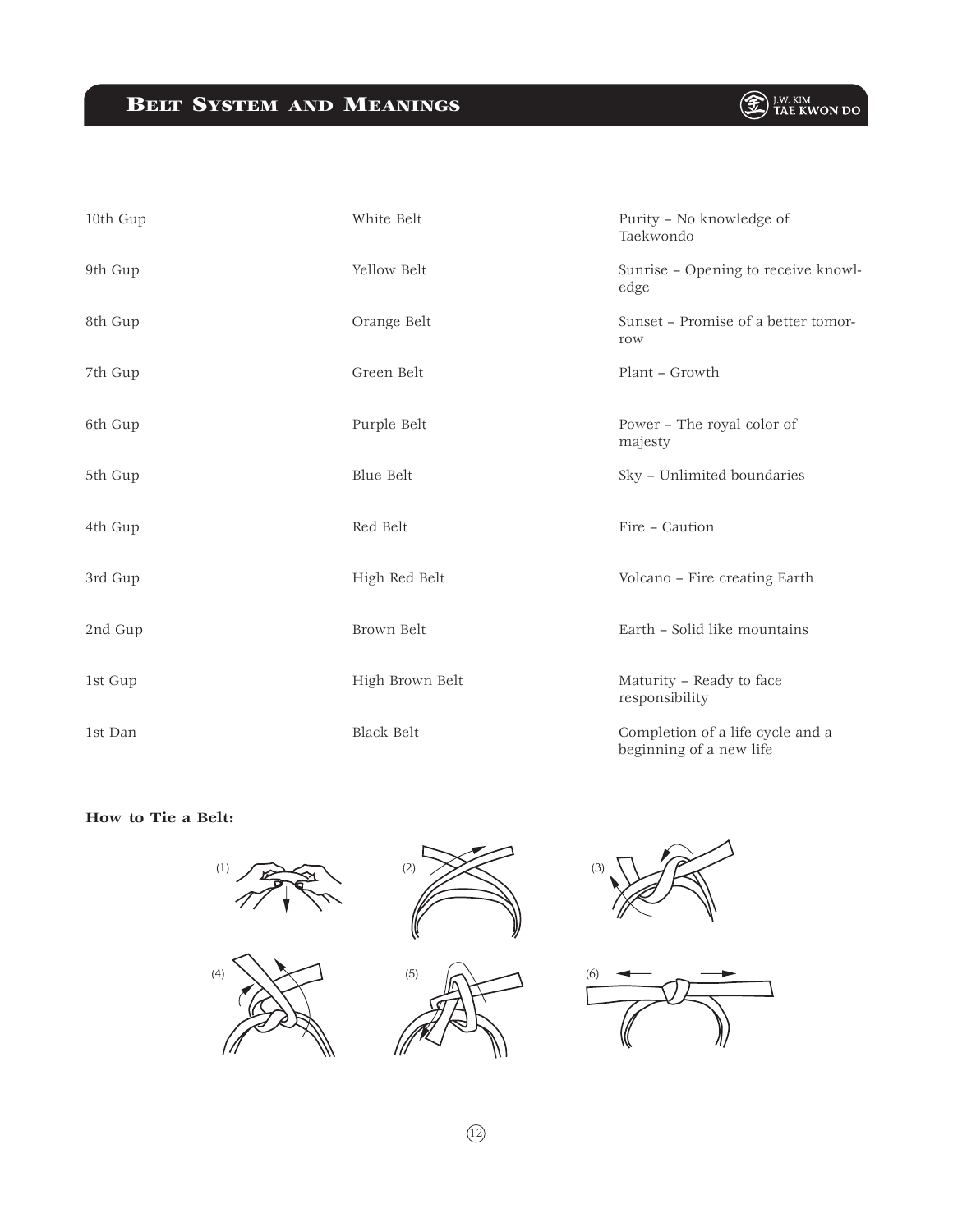# Belt System and Meanings

| | | |
|---|---|---|
| 10th Gup | White Belt | Purity – No knowledge of Taekwondo |
| 9th Gup | Yellow Belt | Sunrise – Opening to receive knowledge |
| 8th Gup | Orange Belt | Sunset – Promise of a better tomorrow |
| 7th Gup | Green Belt | Plant – Growth |
| 6th Gup | Purple Belt | Power – The royal color of majesty |
| 5th Gup | Blue Belt | Sky – Unlimited boundaries |
| 4th Gup | Red Belt | Fire – Caution |
| 3rd Gup | High Red Belt | Volcano – Fire creating Earth |
| 2nd Gup | Brown Belt | Earth – Solid like mountains |
| 1st Gup | High Brown Belt | Maturity – Ready to face responsibility |
| 1st Dan | Black Belt | Completion of a life cycle and a beginning of a new life |

**How to Tie a Belt:**

(1) (2) (3)

(4) (5) (6)